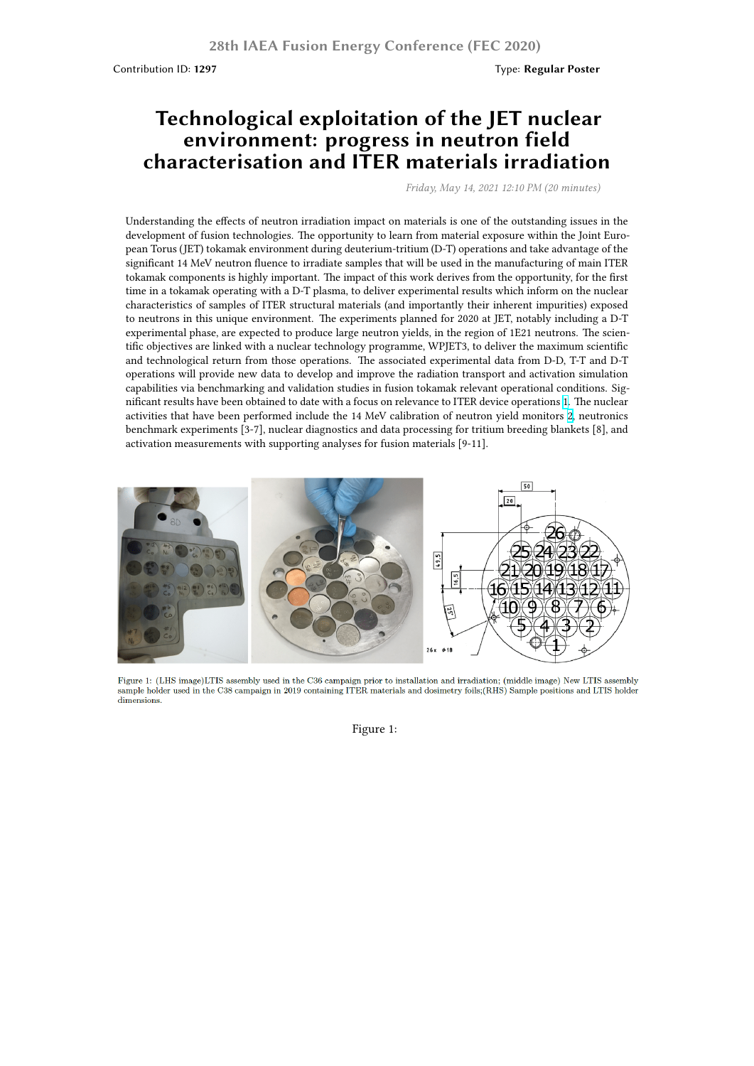Contribution ID: **1297**

Type: **Regular Poster**

# Technological exploitation of the JET nuclear environment: progress in neutron field characterisation and ITER materials irradiation

*Friday, May 14, 2021 12:10 PM (20 minutes)*

Understanding the effects of neutron irradiation impact on materials is one of the outstanding issues in the development of fusion technologies. The opportunity to learn from material exposure within the Joint European Torus (JET) tokamak environment during deuterium-tritium (D-T) operations and take advantage of the significant 14 MeV neutron fluence to irradiate samples that will be used in the manufacturing of main ITER tokamak components is highly important. The impact of this work derives from the opportunity, for the first time in a tokamak operating with a D-T plasma, to deliver experimental results which inform on the nuclear characteristics of samples of ITER structural materials (and importantly their inherent impurities) exposed to neutrons in this unique environment. The experiments planned for 2020 at JET, notably including a D-T experimental phase, are expected to produce large neutron yields, in the region of 1E21 neutrons. The scientific objectives are linked with a nuclear technology programme, WPJET3, to deliver the maximum scientific and technological return from those operations. The associated experimental data from D-D, T-T and D-T operations will provide new data to develop and improve the radiation transport and activation simulation capabilities via benchmarking and validation studies in fusion tokamak relevant operational conditions. Significant results have been obtained to date with a focus on relevance to ITER device operations [1]. The nuclear activities that have been performed include the 14 MeV calibration of neutron yield monitors [2], neutronics benchmark experiments [3-7], nuclear diagnostics and data processing for tritium breeding blankets [8], and activation measurements with supporting analyses for fusion materials [9-11].

Figure 1: (LHS image)LTIS assembly used in the C36 campaign prior to installation and irradiation; (middle image) New LTIS assembly sample holder used in the C38 campaign in 2019 containing ITER materials and dosimetry foils;(RHS) Sample positions and LTIS holder dimensions.

Figure 1: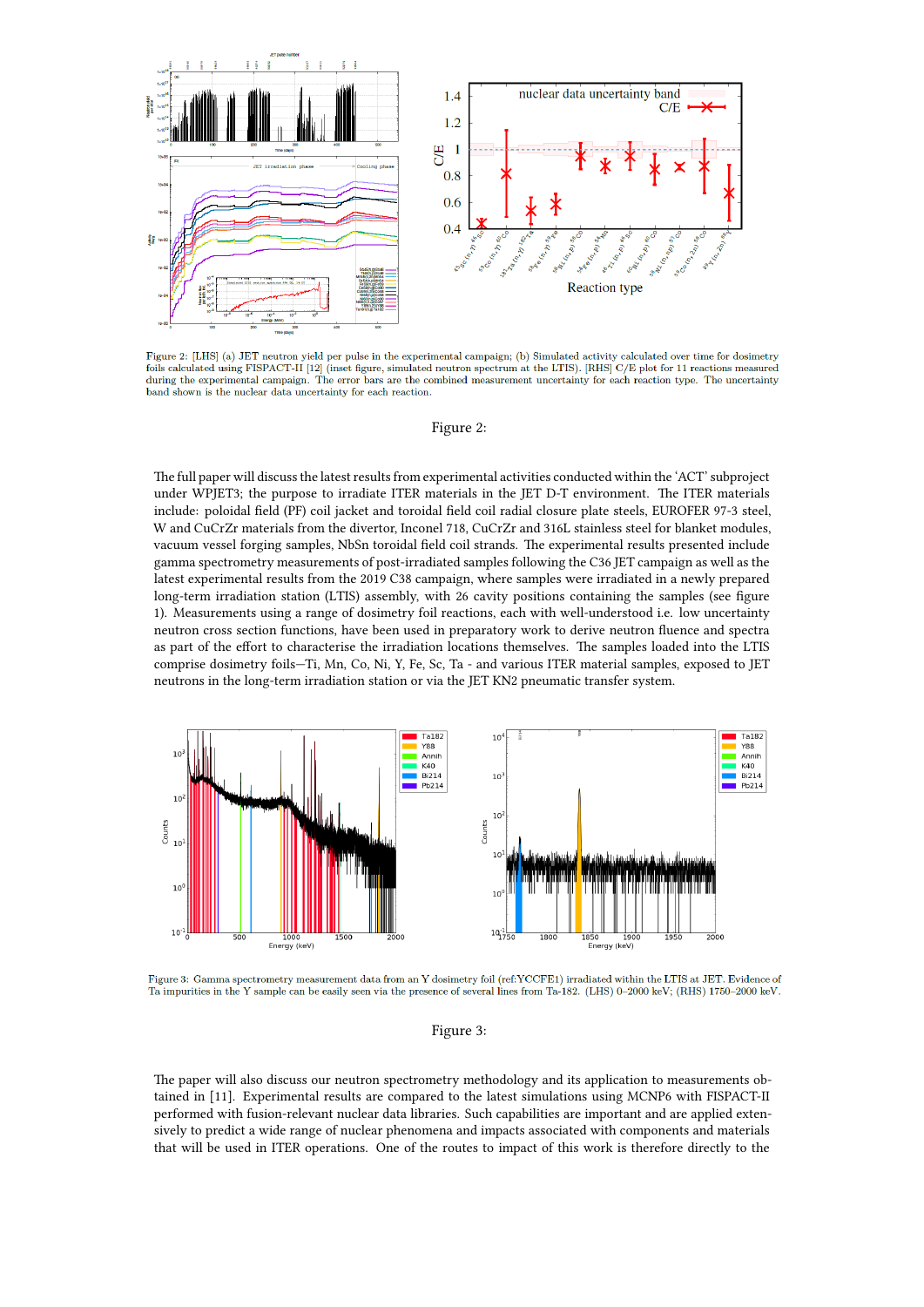Figure 2: [LHS] (a) JET neutron yield per pulse in the experimental campaign; (b) Simulated activity calculated over time for dosimetry foils calculated using FISPACT-II [12] (inset figure, simulated neutron spectrum at the LTIS). [RHS] C/E plot for 11 reactions measured during the experimental campaign. The error bars are the combined measurement uncertainty for each reaction type. The uncertainty band shown is the nuclear data uncertainty for each reaction.

Figure 2:

The full paper will discuss the latest results from experimental activities conducted within the 'ACT' subproject under WPJET3; the purpose to irradiate ITER materials in the JET D-T environment. The ITER materials include: poloidal field (PF) coil jacket and toroidal field coil radial closure plate steels, EUROFER 97-3 steel, W and CuCrZr materials from the divertor, Inconel 718, CuCrZr and 316L stainless steel for blanket modules, vacuum vessel forging samples, NbSn toroidal field coil strands. The experimental results presented include gamma spectrometry measurements of post-irradiated samples following the C36 JET campaign as well as the latest experimental results from the 2019 C38 campaign, where samples were irradiated in a newly prepared long-term irradiation station (LTIS) assembly, with 26 cavity positions containing the samples (see figure 1). Measurements using a range of dosimetry foil reactions, each with well-understood i.e. low uncertainty neutron cross section functions, have been used in preparatory work to derive neutron fluence and spectra as part of the effort to characterise the irradiation locations themselves. The samples loaded into the LTIS comprise dosimetry foils—Ti, Mn, Co, Ni, Y, Fe, Sc, Ta - and various ITER material samples, exposed to JET neutrons in the long-term irradiation station or via the JET KN2 pneumatic transfer system.

Figure 3: Gamma spectrometry measurement data from an Y dosimetry foil (ref:YCCFE1) irradiated within the LTIS at JET. Evidence of Ta impurities in the Y sample can be easily seen via the presence of several lines from Ta-182. (LHS) 0–2000 keV; (RHS) 1750–2000 keV.

Figure 3:

The paper will also discuss our neutron spectrometry methodology and its application to measurements obtained in [11]. Experimental results are compared to the latest simulations using MCNP6 with FISPACT-II performed with fusion-relevant nuclear data libraries. Such capabilities are important and are applied extensively to predict a wide range of nuclear phenomena and impacts associated with components and materials that will be used in ITER operations. One of the routes to impact of this work is therefore directly to the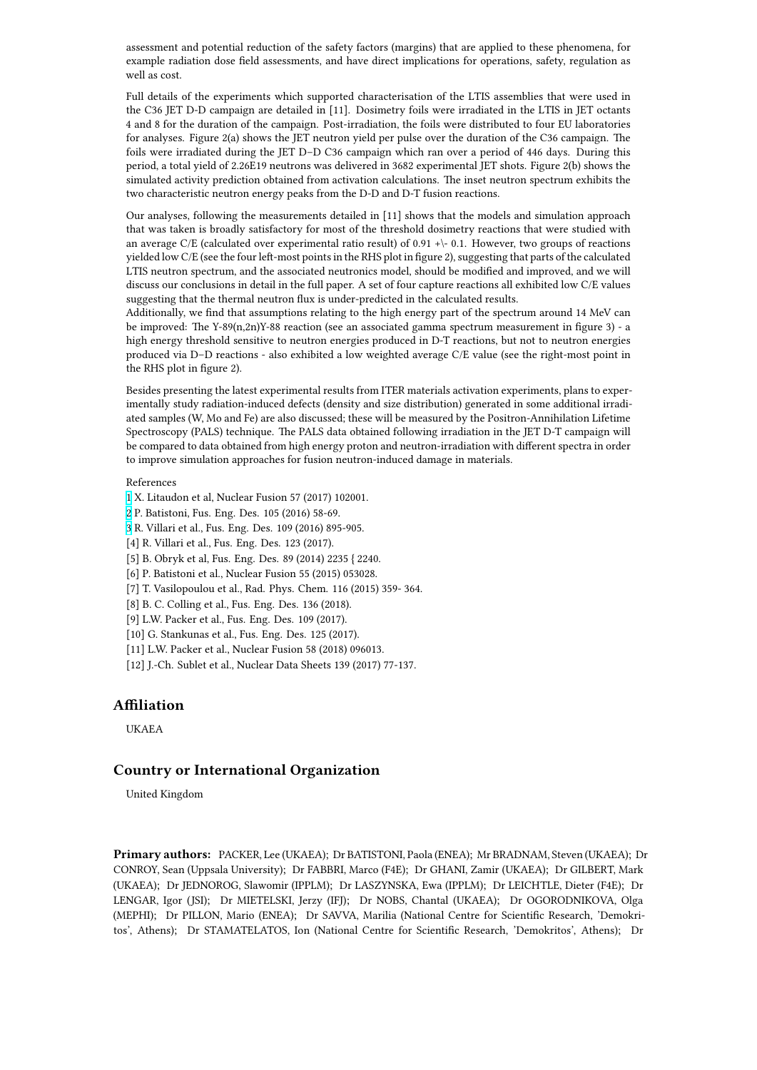assessment and potential reduction of the safety factors (margins) that are applied to these phenomena, for example radiation dose field assessments, and have direct implications for operations, safety, regulation as well as cost.

Full details of the experiments which supported characterisation of the LTIS assemblies that were used in the C36 JET D-D campaign are detailed in [11]. Dosimetry foils were irradiated in the LTIS in JET octants 4 and 8 for the duration of the campaign. Post-irradiation, the foils were distributed to four EU laboratories for analyses. Figure 2(a) shows the JET neutron yield per pulse over the duration of the C36 campaign. The foils were irradiated during the JET D–D C36 campaign which ran over a period of 446 days. During this period, a total yield of 2.26E19 neutrons was delivered in 3682 experimental JET shots. Figure 2(b) shows the simulated activity prediction obtained from activation calculations. The inset neutron spectrum exhibits the two characteristic neutron energy peaks from the D-D and D-T fusion reactions.

Our analyses, following the measurements detailed in [11] shows that the models and simulation approach that was taken is broadly satisfactory for most of the threshold dosimetry reactions that were studied with an average C/E (calculated over experimental ratio result) of 0.91 +\- 0.1. However, two groups of reactions yielded low C/E (see the four left-most points in the RHS plot in figure 2), suggesting that parts of the calculated LTIS neutron spectrum, and the associated neutronics model, should be modified and improved, and we will discuss our conclusions in detail in the full paper. A set of four capture reactions all exhibited low C/E values suggesting that the thermal neutron flux is under-predicted in the calculated results.
Additionally, we find that assumptions relating to the high energy part of the spectrum around 14 MeV can be improved: The Y-89(n,2n)Y-88 reaction (see an associated gamma spectrum measurement in figure 3) - a high energy threshold sensitive to neutron energies produced in D-T reactions, but not to neutron energies produced via D–D reactions - also exhibited a low weighted average C/E value (see the right-most point in the RHS plot in figure 2).

Besides presenting the latest experimental results from ITER materials activation experiments, plans to experimentally study radiation-induced defects (density and size distribution) generated in some additional irradiated samples (W, Mo and Fe) are also discussed; these will be measured by the Positron-Annihilation Lifetime Spectroscopy (PALS) technique. The PALS data obtained following irradiation in the JET D-T campaign will be compared to data obtained from high energy proton and neutron-irradiation with different spectra in order to improve simulation approaches for fusion neutron-induced damage in materials.

References
[1] X. Litaudon et al, Nuclear Fusion 57 (2017) 102001.
[2] P. Batistoni, Fus. Eng. Des. 105 (2016) 58-69.
[3] R. Villari et al., Fus. Eng. Des. 109 (2016) 895-905.
[4] R. Villari et al., Fus. Eng. Des. 123 (2017).
[5] B. Obryk et al, Fus. Eng. Des. 89 (2014) 2235 { 2240.
[6] P. Batistoni et al., Nuclear Fusion 55 (2015) 053028.
[7] T. Vasilopoulou et al., Rad. Phys. Chem. 116 (2015) 359- 364.
[8] B. C. Colling et al., Fus. Eng. Des. 136 (2018).
[9] L.W. Packer et al., Fus. Eng. Des. 109 (2017).
[10] G. Stankunas et al., Fus. Eng. Des. 125 (2017).
[11] L.W. Packer et al., Nuclear Fusion 58 (2018) 096013.
[12] J.-Ch. Sublet et al., Nuclear Data Sheets 139 (2017) 77-137.

## Affiliation

UKAEA

## Country or International Organization

United Kingdom

**Primary authors:** PACKER, Lee (UKAEA); Dr BATISTONI, Paola (ENEA); Mr BRADNAM, Steven (UKAEA); Dr CONROY, Sean (Uppsala University); Dr FABBRI, Marco (F4E); Dr GHANI, Zamir (UKAEA); Dr GILBERT, Mark (UKAEA); Dr JEDNOROG, Slawomir (IPPLM); Dr LASZYNSKA, Ewa (IPPLM); Dr LEICHTLE, Dieter (F4E); Dr LENGAR, Igor (JSI); Dr MIETELSKI, Jerzy (IFJ); Dr NOBS, Chantal (UKAEA); Dr OGORODNIKOVA, Olga (MEPHI); Dr PILLON, Mario (ENEA); Dr SAVVA, Marilia (National Centre for Scientific Research, 'Demokritos', Athens); Dr STAMATELATOS, Ion (National Centre for Scientific Research, 'Demokritos', Athens); Dr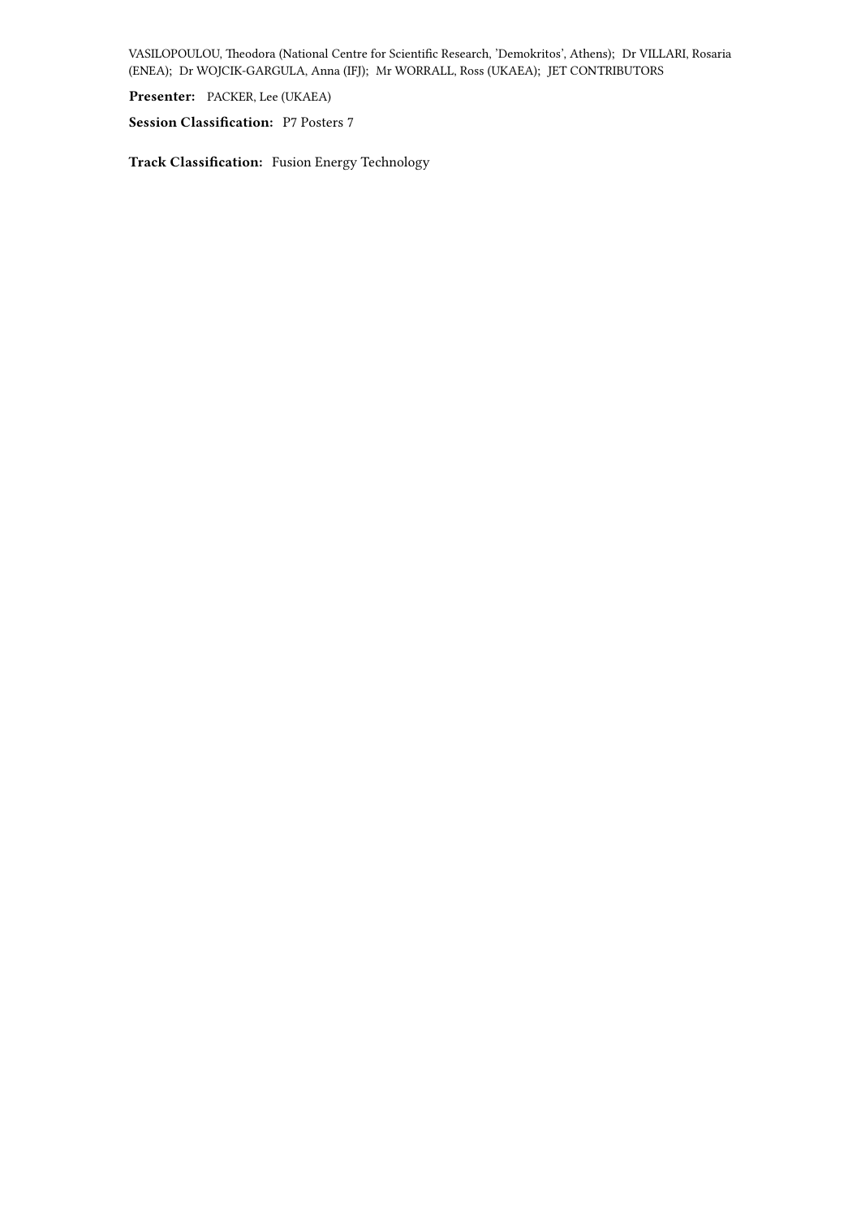VASILOPOULOU, Theodora (National Centre for Scientific Research, 'Demokritos', Athens); Dr VILLARI, Rosaria (ENEA); Dr WOJCIK-GARGULA, Anna (IFJ); Mr WORRALL, Ross (UKAEA); JET CONTRIBUTORS

**Presenter:** PACKER, Lee (UKAEA)

**Session Classification:** P7 Posters 7

**Track Classification:** Fusion Energy Technology